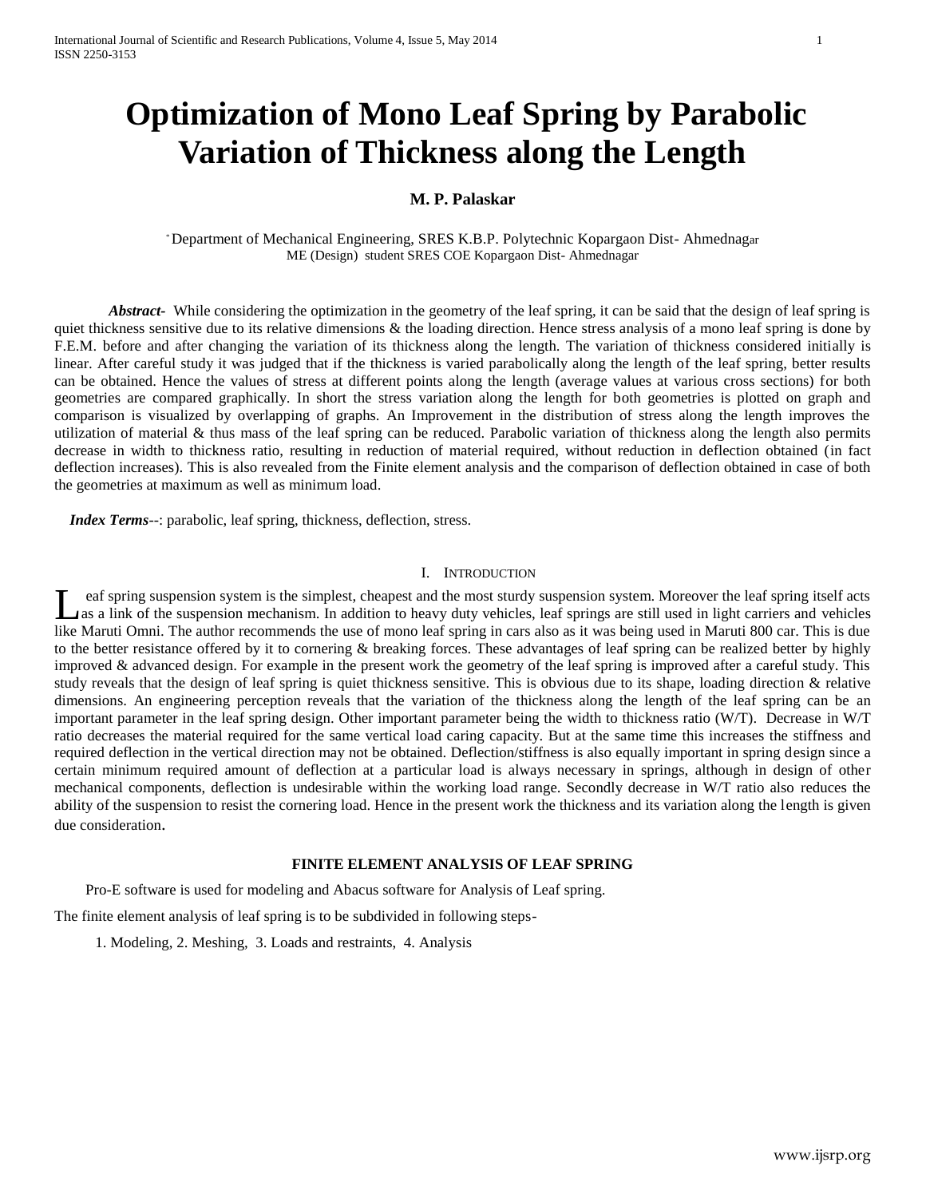# Optimization of Mono Leaf Spring by Parabolic Variation of Thickness along the Length

**M. P. Palaskar**

[*] Department of Mechanical Engineering, SRES K.B.P. Polytechnic Kopargaon Dist- Ahmednagar
ME (Design) student SRES COE Kopargaon Dist- Ahmednagar

***Abstract-*** While considering the optimization in the geometry of the leaf spring, it can be said that the design of leaf spring is quiet thickness sensitive due to its relative dimensions & the loading direction. Hence stress analysis of a mono leaf spring is done by F.E.M. before and after changing the variation of its thickness along the length. The variation of thickness considered initially is linear. After careful study it was judged that if the thickness is varied parabolically along the length of the leaf spring, better results can be obtained. Hence the values of stress at different points along the length (average values at various cross sections) for both geometries are compared graphically. In short the stress variation along the length for both geometries is plotted on graph and comparison is visualized by overlapping of graphs. An Improvement in the distribution of stress along the length improves the utilization of material & thus mass of the leaf spring can be reduced. Parabolic variation of thickness along the length also permits decrease in width to thickness ratio, resulting in reduction of material required, without reduction in deflection obtained (in fact deflection increases). This is also revealed from the Finite element analysis and the comparison of deflection obtained in case of both the geometries at maximum as well as minimum load.

***Index Terms***--: parabolic, leaf spring, thickness, deflection, stress.

## I. Introduction

Leaf spring suspension system is the simplest, cheapest and the most sturdy suspension system. Moreover the leaf spring itself acts as a link of the suspension mechanism. In addition to heavy duty vehicles, leaf springs are still used in light carriers and vehicles like Maruti Omni. The author recommends the use of mono leaf spring in cars also as it was being used in Maruti 800 car. This is due to the better resistance offered by it to cornering & breaking forces. These advantages of leaf spring can be realized better by highly improved & advanced design. For example in the present work the geometry of the leaf spring is improved after a careful study. This study reveals that the design of leaf spring is quiet thickness sensitive. This is obvious due to its shape, loading direction & relative dimensions. An engineering perception reveals that the variation of the thickness along the length of the leaf spring can be an important parameter in the leaf spring design. Other important parameter being the width to thickness ratio (W/T). Decrease in W/T ratio decreases the material required for the same vertical load caring capacity. But at the same time this increases the stiffness and required deflection in the vertical direction may not be obtained. Deflection/stiffness is also equally important in spring design since a certain minimum required amount of deflection at a particular load is always necessary in springs, although in design of other mechanical components, deflection is undesirable within the working load range. Secondly decrease in W/T ratio also reduces the ability of the suspension to resist the cornering load. Hence in the present work the thickness and its variation along the length is given due consideration.

### FINITE ELEMENT ANALYSIS OF LEAF SPRING

Pro-E software is used for modeling and Abacus software for Analysis of Leaf spring.

The finite element analysis of leaf spring is to be subdivided in following steps-

1. Modeling, 2. Meshing, 3. Loads and restraints, 4. Analysis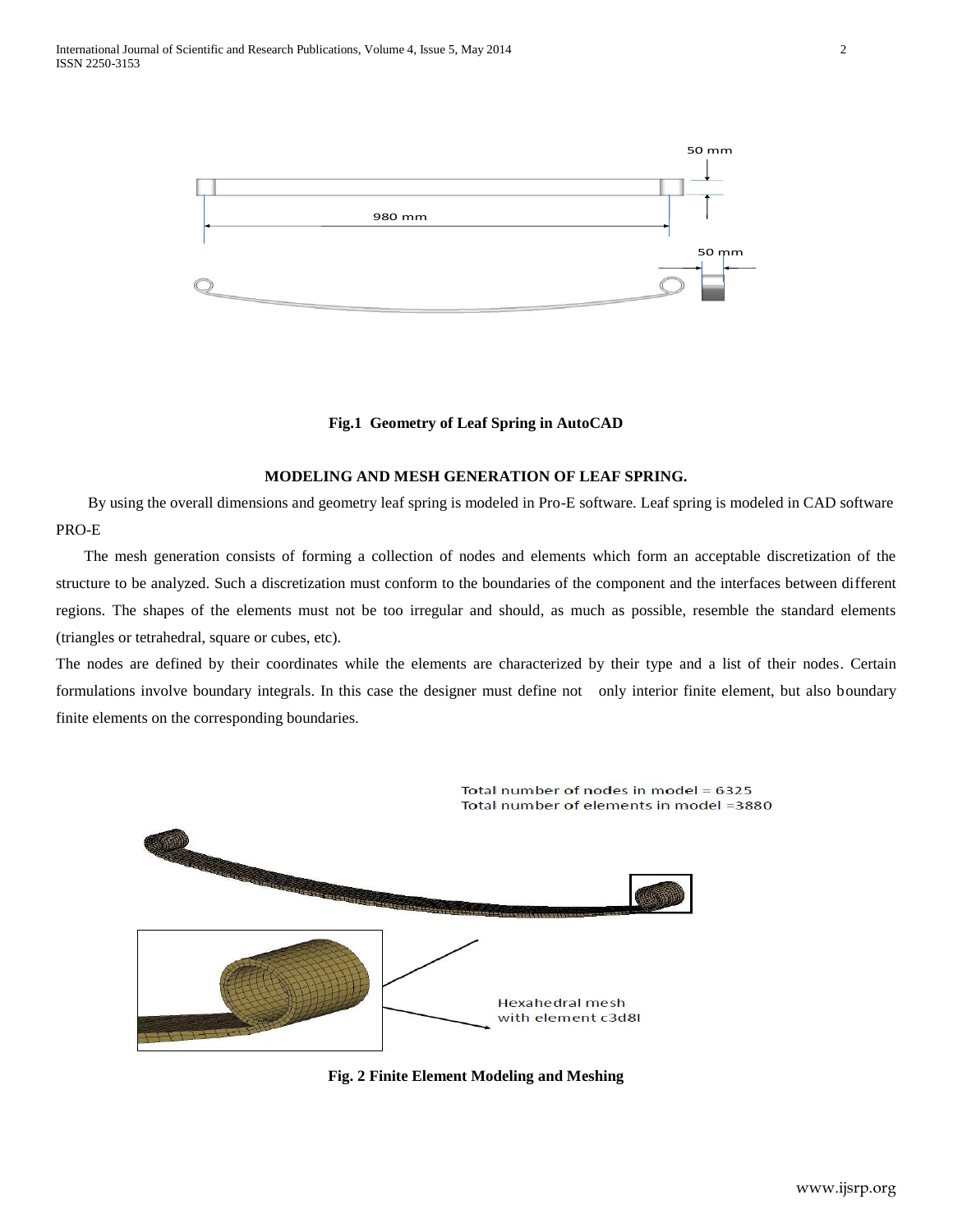**Fig.1 Geometry of Leaf Spring in AutoCAD**

**MODELING AND MESH GENERATION OF LEAF SPRING.**

By using the overall dimensions and geometry leaf spring is modeled in Pro-E software. Leaf spring is modeled in CAD software PRO-E

The mesh generation consists of forming a collection of nodes and elements which form an acceptable discretization of the structure to be analyzed. Such a discretization must conform to the boundaries of the component and the interfaces between different regions. The shapes of the elements must not be too irregular and should, as much as possible, resemble the standard elements (triangles or tetrahedral, square or cubes, etc).

The nodes are defined by their coordinates while the elements are characterized by their type and a list of their nodes. Certain formulations involve boundary integrals. In this case the designer must define not only interior finite element, but also boundary finite elements on the corresponding boundaries.

**Fig. 2 Finite Element Modeling and Meshing**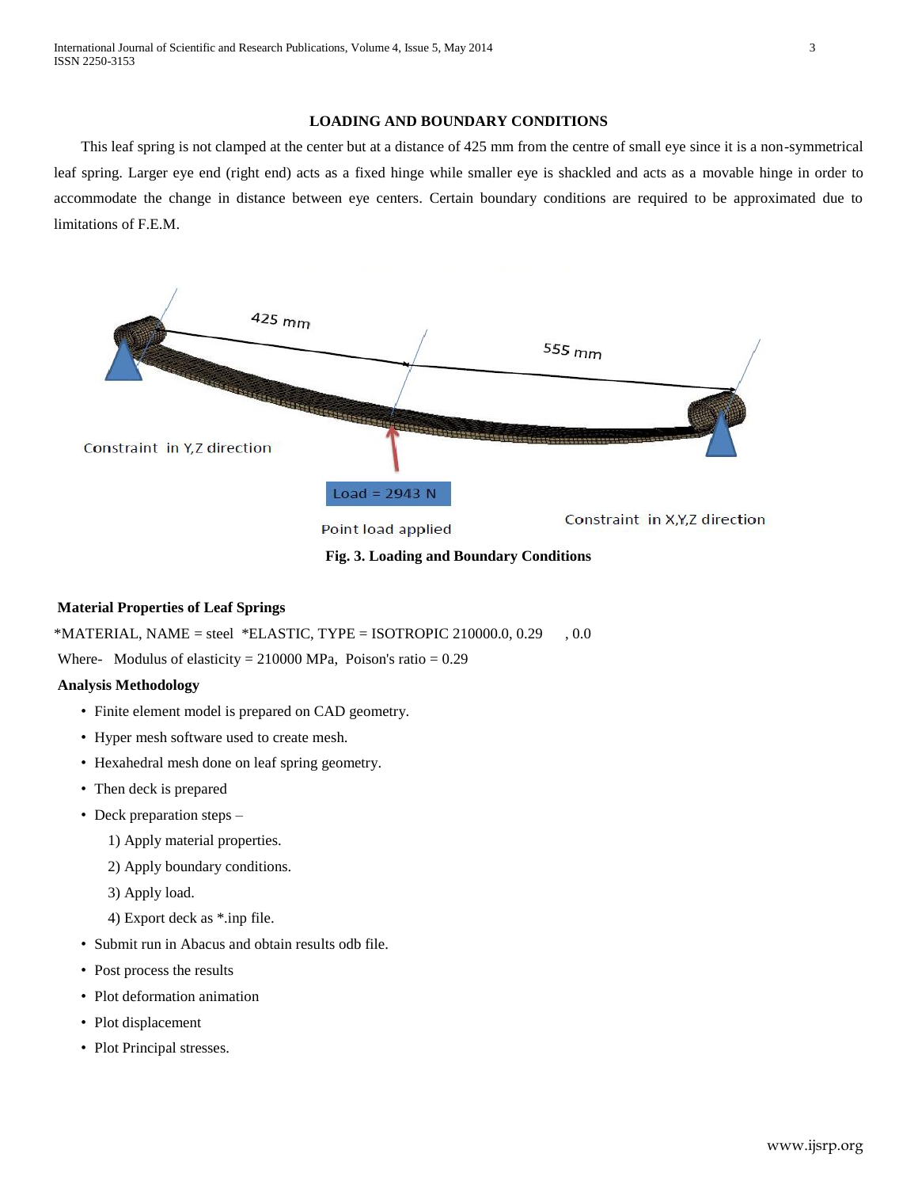## LOADING AND BOUNDARY CONDITIONS

This leaf spring is not clamped at the center but at a distance of 425 mm from the centre of small eye since it is a non-symmetrical leaf spring. Larger eye end (right end) acts as a fixed hinge while smaller eye is shackled and acts as a movable hinge in order to accommodate the change in distance between eye centers. Certain boundary conditions are required to be approximated due to limitations of F.E.M.

Fig. 3. Loading and Boundary Conditions

### Material Properties of Leaf Springs

*MATERIAL, NAME = steel *ELASTIC, TYPE = ISOTROPIC 210000.0, 0.29 , 0.0

Where- Modulus of elasticity = 210000 MPa, Poison's ratio = 0.29

### Analysis Methodology

- Finite element model is prepared on CAD geometry.
- Hyper mesh software used to create mesh.
- Hexahedral mesh done on leaf spring geometry.
- Then deck is prepared
- Deck preparation steps –
  1) Apply material properties.
  2) Apply boundary conditions.
  3) Apply load.
  4) Export deck as *.inp file.
- Submit run in Abacus and obtain results odb file.
- Post process the results
- Plot deformation animation
- Plot displacement
- Plot Principal stresses.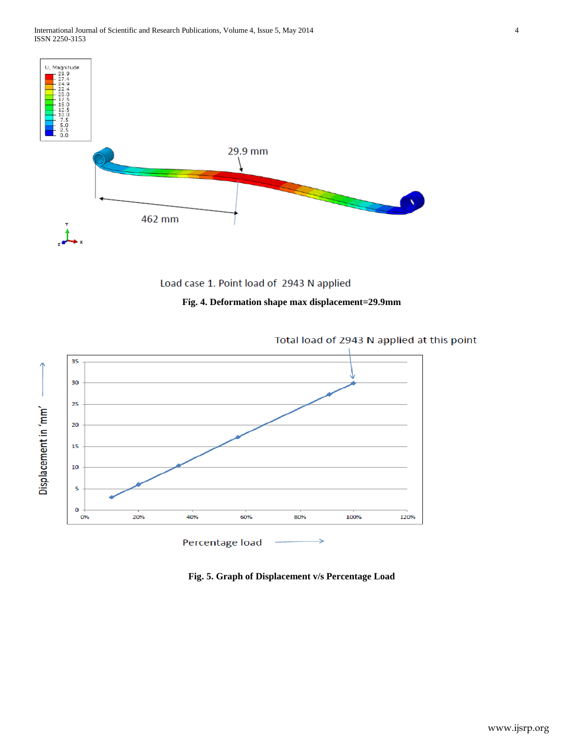Load case 1. Point load of 2943 N applied

**Fig. 4. Deformation shape max displacement=29.9mm**

**Fig. 5. Graph of Displacement v/s Percentage Load**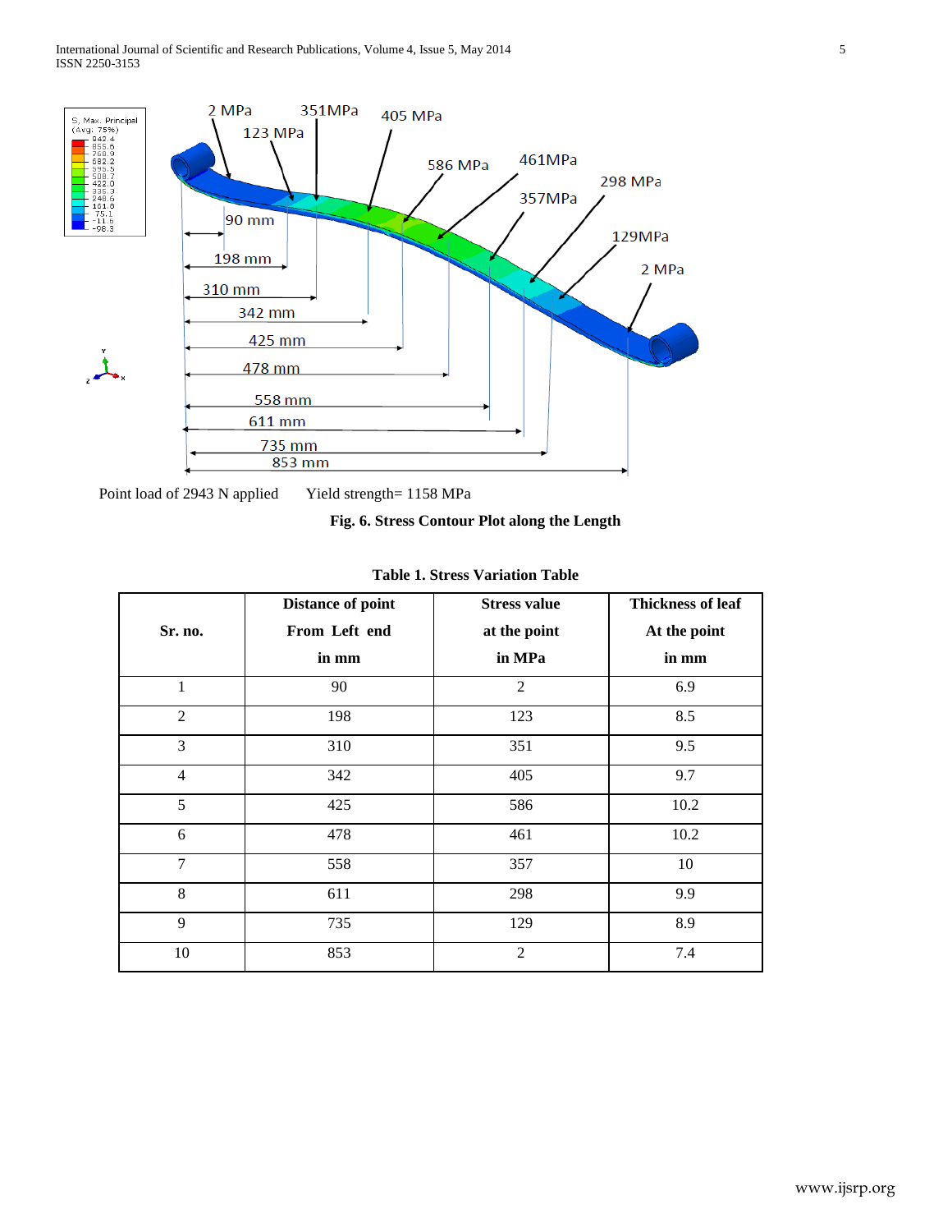Point load of 2943 N applied      Yield strength= 1158 MPa

**Fig. 6. Stress Contour Plot along the Length**

**Table 1. Stress Variation Table**

| Sr. no. | Distance of point From Left end in mm | Stress value at the point in MPa | Thickness of leaf At the point in mm |
|---|---|---|---|
| 1 | 90 | 2 | 6.9 |
| 2 | 198 | 123 | 8.5 |
| 3 | 310 | 351 | 9.5 |
| 4 | 342 | 405 | 9.7 |
| 5 | 425 | 586 | 10.2 |
| 6 | 478 | 461 | 10.2 |
| 7 | 558 | 357 | 10 |
| 8 | 611 | 298 | 9.9 |
| 9 | 735 | 129 | 8.9 |
| 10 | 853 | 2 | 7.4 |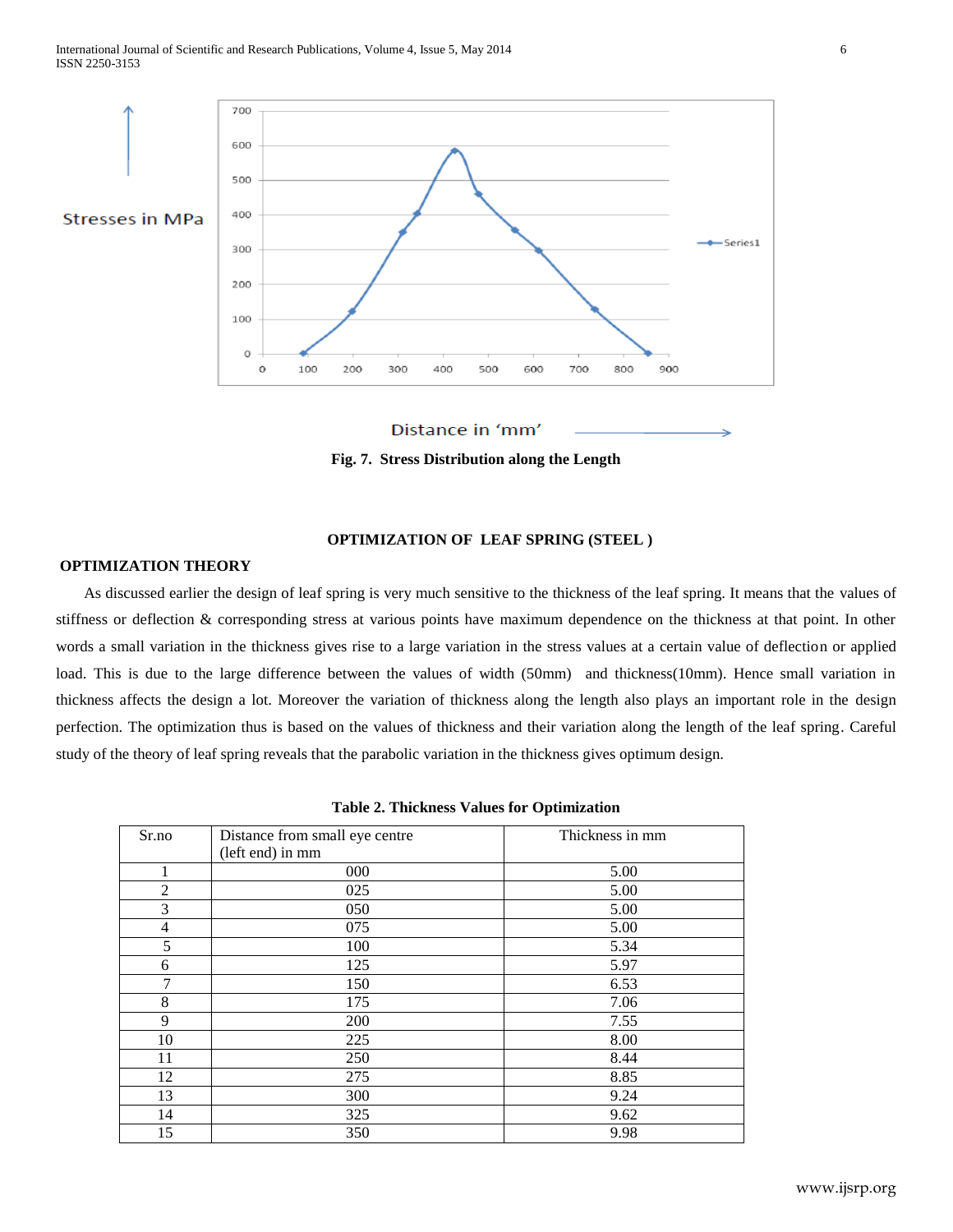Stresses in MPa

Distance in 'mm'

**Fig. 7. Stress Distribution along the Length**

## OPTIMIZATION OF LEAF SPRING (STEEL )

### OPTIMIZATION THEORY

As discussed earlier the design of leaf spring is very much sensitive to the thickness of the leaf spring. It means that the values of stiffness or deflection & corresponding stress at various points have maximum dependence on the thickness at that point. In other words a small variation in the thickness gives rise to a large variation in the stress values at a certain value of deflection or applied load. This is due to the large difference between the values of width (50mm) and thickness(10mm). Hence small variation in thickness affects the design a lot. Moreover the variation of thickness along the length also plays an important role in the design perfection. The optimization thus is based on the values of thickness and their variation along the length of the leaf spring. Careful study of the theory of leaf spring reveals that the parabolic variation in the thickness gives optimum design.

**Table 2. Thickness Values for Optimization**

| Sr.no | Distance from small eye centre (left end) in mm | Thickness in mm |
|---|---|---|
| 1 | 000 | 5.00 |
| 2 | 025 | 5.00 |
| 3 | 050 | 5.00 |
| 4 | 075 | 5.00 |
| 5 | 100 | 5.34 |
| 6 | 125 | 5.97 |
| 7 | 150 | 6.53 |
| 8 | 175 | 7.06 |
| 9 | 200 | 7.55 |
| 10 | 225 | 8.00 |
| 11 | 250 | 8.44 |
| 12 | 275 | 8.85 |
| 13 | 300 | 9.24 |
| 14 | 325 | 9.62 |
| 15 | 350 | 9.98 |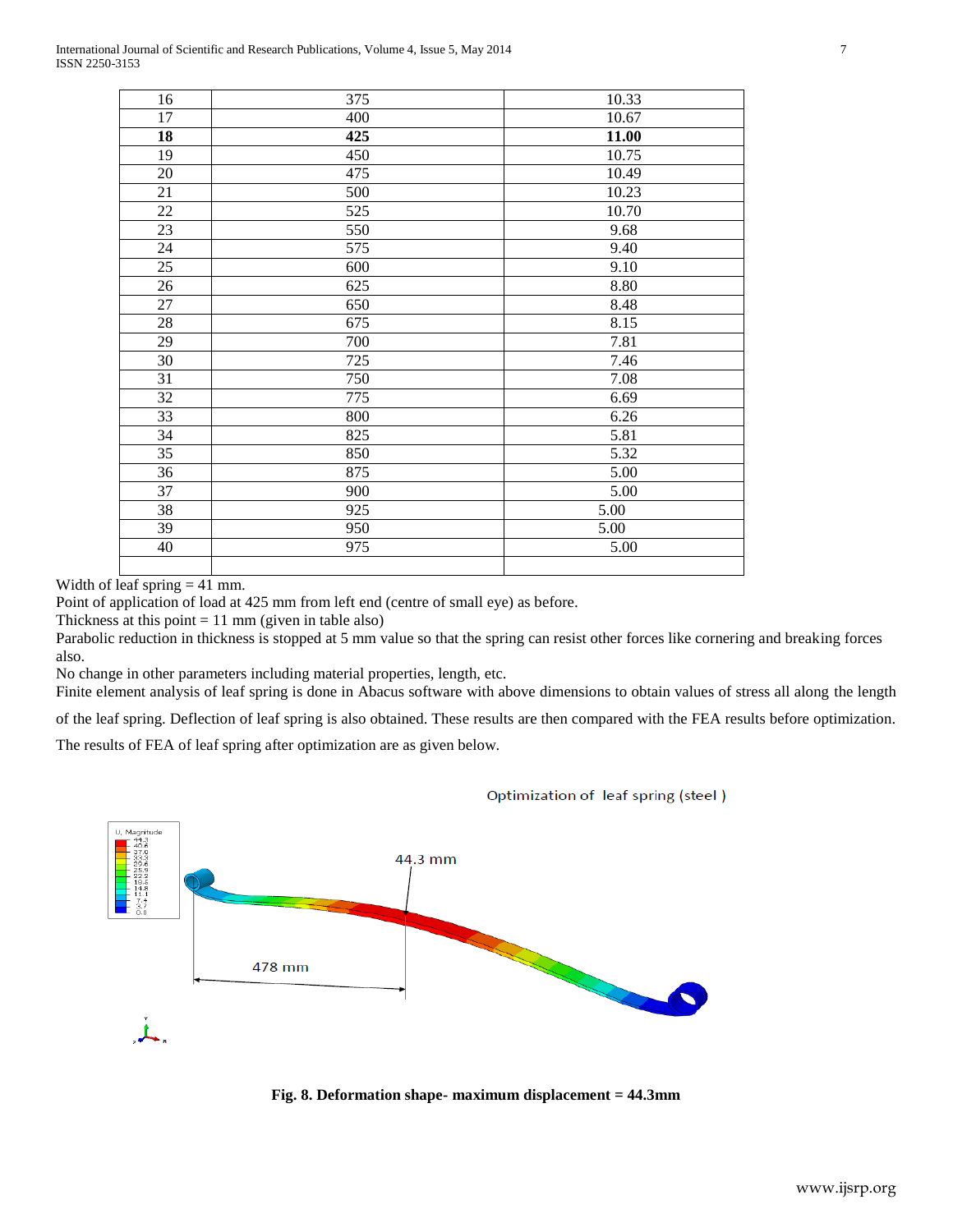| 16 | 375 | 10.33 |
|---|---|---|
| 17 | 400 | 10.67 |
| **18** | **425** | **11.00** |
| 19 | 450 | 10.75 |
| 20 | 475 | 10.49 |
| 21 | 500 | 10.23 |
| 22 | 525 | 10.70 |
| 23 | 550 | 9.68 |
| 24 | 575 | 9.40 |
| 25 | 600 | 9.10 |
| 26 | 625 | 8.80 |
| 27 | 650 | 8.48 |
| 28 | 675 | 8.15 |
| 29 | 700 | 7.81 |
| 30 | 725 | 7.46 |
| 31 | 750 | 7.08 |
| 32 | 775 | 6.69 |
| 33 | 800 | 6.26 |
| 34 | 825 | 5.81 |
| 35 | 850 | 5.32 |
| 36 | 875 | 5.00 |
| 37 | 900 | 5.00 |
| 38 | 925 | 5.00 |
| 39 | 950 | 5.00 |
| 40 | 975 | 5.00 |
| | | |

Width of leaf spring = 41 mm.

Point of application of load at 425 mm from left end (centre of small eye) as before.

Thickness at this point = 11 mm (given in table also)

Parabolic reduction in thickness is stopped at 5 mm value so that the spring can resist other forces like cornering and breaking forces also.

No change in other parameters including material properties, length, etc.

Finite element analysis of leaf spring is done in Abacus software with above dimensions to obtain values of stress all along the length of the leaf spring. Deflection of leaf spring is also obtained. These results are then compared with the FEA results before optimization.

The results of FEA of leaf spring after optimization are as given below.

**Fig. 8. Deformation shape- maximum displacement = 44.3mm**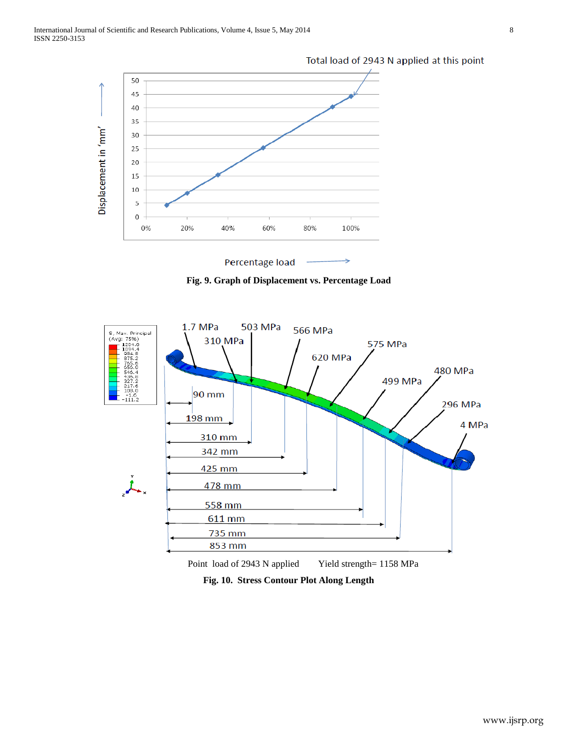Total load of 2943 N applied at this point

Displacement in 'mm'

Percentage load

**Fig. 9. Graph of Displacement vs. Percentage Load**

1.7 MPa 310 MPa 503 MPa 566 MPa 620 MPa 575 MPa 499 MPa 480 MPa 296 MPa 4 MPa

90 mm 198 mm 310 mm 342 mm 425 mm 478 mm 558 mm 611 mm 735 mm 853 mm

Point load of 2943 N applied Yield strength= 1158 MPa

**Fig. 10. Stress Contour Plot Along Length**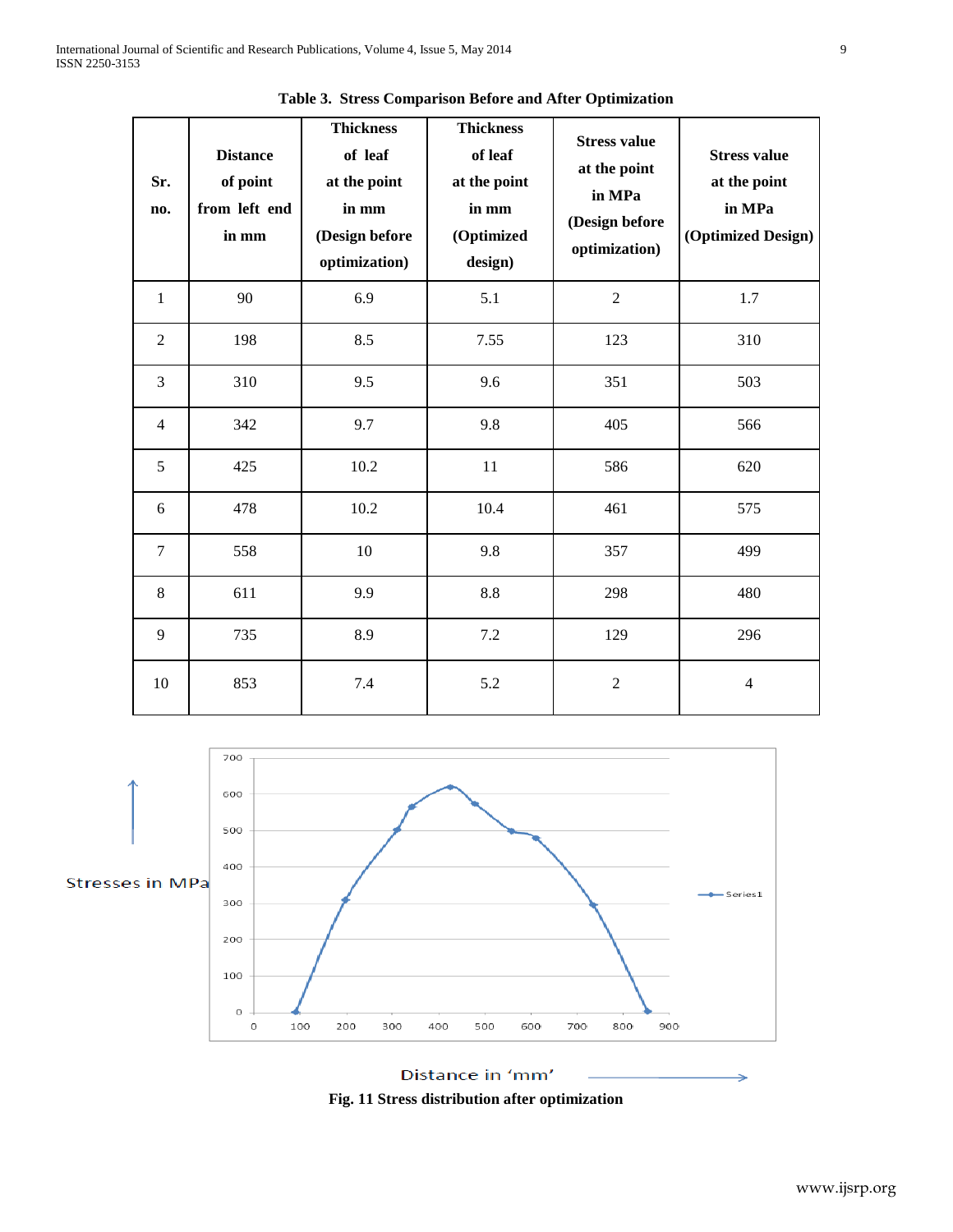**Table 3. Stress Comparison Before and After Optimization**

| Sr. no. | Distance of point from left end in mm | Thickness of leaf at the point in mm (Design before optimization) | Thickness of leaf at the point in mm (Optimized design) | Stress value at the point in MPa (Design before optimization) | Stress value at the point in MPa (Optimized Design) |
|---|---|---|---|---|---|
| 1 | 90 | 6.9 | 5.1 | 2 | 1.7 |
| 2 | 198 | 8.5 | 7.55 | 123 | 310 |
| 3 | 310 | 9.5 | 9.6 | 351 | 503 |
| 4 | 342 | 9.7 | 9.8 | 405 | 566 |
| 5 | 425 | 10.2 | 11 | 586 | 620 |
| 6 | 478 | 10.2 | 10.4 | 461 | 575 |
| 7 | 558 | 10 | 9.8 | 357 | 499 |
| 8 | 611 | 9.9 | 8.8 | 298 | 480 |
| 9 | 735 | 8.9 | 7.2 | 129 | 296 |
| 10 | 853 | 7.4 | 5.2 | 2 | 4 |

**Fig. 11 Stress distribution after optimization**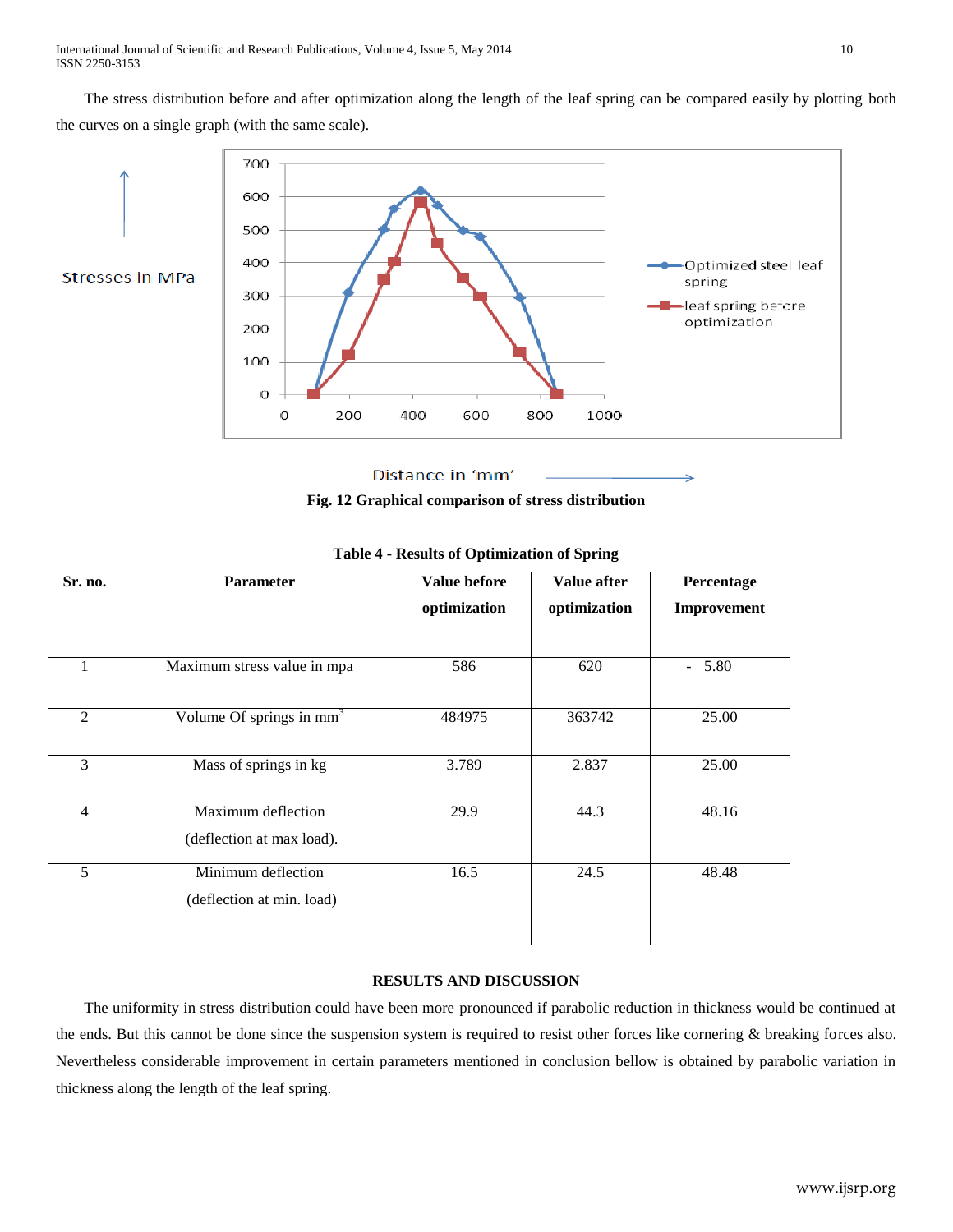The stress distribution before and after optimization along the length of the leaf spring can be compared easily by plotting both the curves on a single graph (with the same scale).

**Fig. 12 Graphical comparison of stress distribution**

**Table 4 - Results of Optimization of Spring**

| Sr. no. | Parameter | Value before optimization | Value after optimization | Percentage Improvement |
|---|---|---|---|---|
| 1 | Maximum stress value in mpa | 586 | 620 | - 5.80 |
| 2 | Volume Of springs in $mm^3$ | 484975 | 363742 | 25.00 |
| 3 | Mass of springs in kg | 3.789 | 2.837 | 25.00 |
| 4 | Maximum deflection (deflection at max load). | 29.9 | 44.3 | 48.16 |
| 5 | Minimum deflection (deflection at min. load) | 16.5 | 24.5 | 48.48 |

## RESULTS AND DISCUSSION

The uniformity in stress distribution could have been more pronounced if parabolic reduction in thickness would be continued at the ends. But this cannot be done since the suspension system is required to resist other forces like cornering & breaking forces also. Nevertheless considerable improvement in certain parameters mentioned in conclusion bellow is obtained by parabolic variation in thickness along the length of the leaf spring.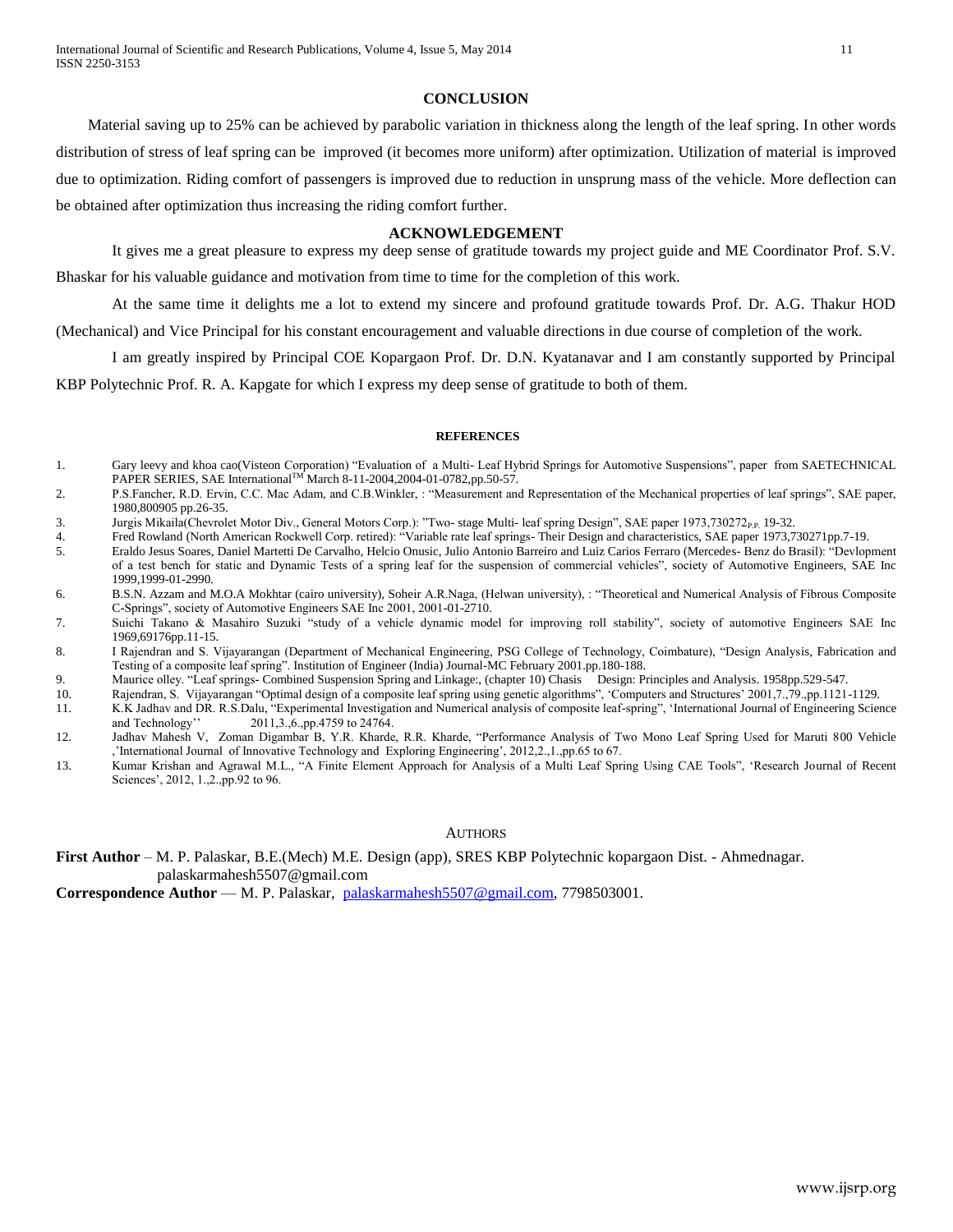## CONCLUSION

Material saving up to 25% can be achieved by parabolic variation in thickness along the length of the leaf spring. In other words distribution of stress of leaf spring can be improved (it becomes more uniform) after optimization. Utilization of material is improved due to optimization. Riding comfort of passengers is improved due to reduction in unsprung mass of the vehicle. More deflection can be obtained after optimization thus increasing the riding comfort further.

## ACKNOWLEDGEMENT

It gives me a great pleasure to express my deep sense of gratitude towards my project guide and ME Coordinator Prof. S.V. Bhaskar for his valuable guidance and motivation from time to time for the completion of this work.

At the same time it delights me a lot to extend my sincere and profound gratitude towards Prof. Dr. A.G. Thakur HOD (Mechanical) and Vice Principal for his constant encouragement and valuable directions in due course of completion of the work.

I am greatly inspired by Principal COE Kopargaon Prof. Dr. D.N. Kyatanavar and I am constantly supported by Principal KBP Polytechnic Prof. R. A. Kapgate for which I express my deep sense of gratitude to both of them.

## REFERENCES

1. Gary leevy and khoa cao(Visteon Corporation) "Evaluation of a Multi- Leaf Hybrid Springs for Automotive Suspensions", paper from SAETECHNICAL PAPER SERIES, SAE International™ March 8-11-2004,2004-01-0782,pp.50-57.
2. P.S.Fancher, R.D. Ervin, C.C. Mac Adam, and C.B.Winkler, : "Measurement and Representation of the Mechanical properties of leaf springs", SAE paper, 1980,800905 pp.26-35.
3. Jurgis Mikaila(Chevrolet Motor Div., General Motors Corp.): "Two- stage Multi- leaf spring Design", SAE paper 1973,730272 P.P. 19-32.
4. Fred Rowland (North American Rockwell Corp. retired): "Variable rate leaf springs- Their Design and characteristics, SAE paper 1973,730271pp.7-19.
5. Eraldo Jesus Soares, Daniel Martetti De Carvalho, Helcio Onusic, Julio Antonio Barreiro and Luiz Carios Ferraro (Mercedes- Benz do Brasil): "Devlopment of a test bench for static and Dynamic Tests of a spring leaf for the suspension of commercial vehicles", society of Automotive Engineers, SAE Inc 1999,1999-01-2990.
6. B.S.N. Azzam and M.O.A Mokhtar (cairo university), Soheir A.R.Naga, (Helwan university), : "Theoretical and Numerical Analysis of Fibrous Composite C-Springs", society of Automotive Engineers SAE Inc 2001, 2001-01-2710.
7. Suichi Takano & Masahiro Suzuki "study of a vehicle dynamic model for improving roll stability", society of automotive Engineers SAE Inc 1969,69176pp.11-15.
8. I Rajendran and S. Vijayarangan (Department of Mechanical Engineering, PSG College of Technology, Coimbature), "Design Analysis, Fabrication and Testing of a composite leaf spring". Institution of Engineer (India) Journal-MC February 2001.pp.180-188.
9. Maurice olley. "Leaf springs- Combined Suspension Spring and Linkage:, (chapter 10) Chasis Design: Principles and Analysis. 1958pp.529-547.
10. Rajendran, S. Vijayarangan "Optimal design of a composite leaf spring using genetic algorithms", 'Computers and Structures' 2001,7.,79.,pp.1121-1129.
11. K.K Jadhav and DR. R.S.Dalu, "Experimental Investigation and Numerical analysis of composite leaf-spring", 'International Journal of Engineering Science and Technology'' 2011,3.,6.,pp.4759 to 24764.
12. Jadhav Mahesh V, Zoman Digambar B, Y.R. Kharde, R.R. Kharde, "Performance Analysis of Two Mono Leaf Spring Used for Maruti 800 Vehicle ,'International Journal of Innovative Technology and Exploring Engineering', 2012,2.,1.,pp.65 to 67.
13. Kumar Krishan and Agrawal M.L., "A Finite Element Approach for Analysis of a Multi Leaf Spring Using CAE Tools", 'Research Journal of Recent Sciences', 2012, 1.,2.,pp.92 to 96.

## AUTHORS

**First Author** – M. P. Palaskar, B.E.(Mech) M.E. Design (app), SRES KBP Polytechnic kopargaon Dist. - Ahmednagar. palaskarmahesh5507@gmail.com

**Correspondence Author** — M. P. Palaskar, palaskarmahesh5507@gmail.com, 7798503001.